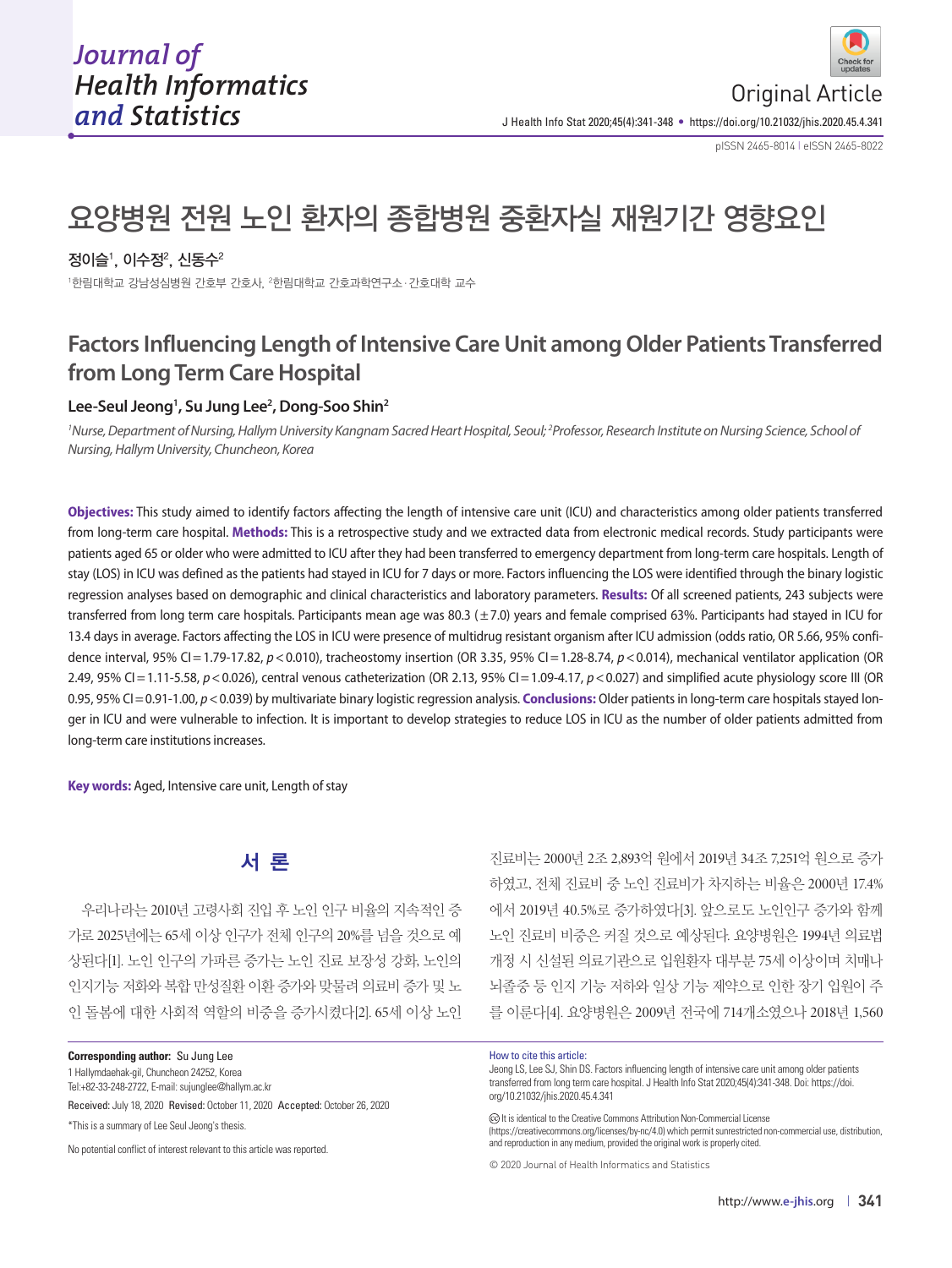Original Article

# 요양병원 전원 노인 환자의 종합병원 중환자실 재원기간 영향요인

정이슬[1], 이수정[2], 신동수[2]

[1]한림대학교 강남성심병원 간호부 간호사, [2]한림대학교 간호과학연구소·간호대학 교수

# Factors Influencing Length of Intensive Care Unit among Older Patients Transferred from Long Term Care Hospital

**Lee-Seul Jeong[1], Su Jung Lee[2], Dong-Soo Shin[2]**

*[1]Nurse, Department of Nursing, Hallym University Kangnam Sacred Heart Hospital, Seoul; [2]Professor, Research Institute on Nursing Science, School of Nursing, Hallym University, Chuncheon, Korea*

**Objectives:** This study aimed to identify factors affecting the length of intensive care unit (ICU) and characteristics among older patients transferred from long-term care hospital. **Methods:** This is a retrospective study and we extracted data from electronic medical records. Study participants were patients aged 65 or older who were admitted to ICU after they had been transferred to emergency department from long-term care hospitals. Length of stay (LOS) in ICU was defined as the patients had stayed in ICU for 7 days or more. Factors influencing the LOS were identified through the binary logistic regression analyses based on demographic and clinical characteristics and laboratory parameters. **Results:** Of all screened patients, 243 subjects were transferred from long term care hospitals. Participants mean age was 80.3 (±7.0) years and female comprised 63%. Participants had stayed in ICU for 13.4 days in average. Factors affecting the LOS in ICU were presence of multidrug resistant organism after ICU admission (odds ratio, OR 5.66, 95% confidence interval, 95% CI=1.79-17.82, $p<0.010$), tracheostomy insertion (OR 3.35, 95% CI=1.28-8.74, $p<0.014$), mechanical ventilator application (OR 2.49, 95% CI=1.11-5.58, $p<0.026$), central venous catheterization (OR 2.13, 95% CI=1.09-4.17, $p<0.027$) and simplified acute physiology score III (OR 0.95, 95% CI=0.91-1.00, $p<0.039$) by multivariate binary logistic regression analysis. **Conclusions:** Older patients in long-term care hospitals stayed longer in ICU and were vulnerable to infection. It is important to develop strategies to reduce LOS in ICU as the number of older patients admitted from long-term care institutions increases.

**Key words:** Aged, Intensive care unit, Length of stay

## 서 론

우리나라는 2010년 고령사회 진입 후 노인 인구 비율의 지속적인 증가로 2025년에는 65세 이상 인구가 전체 인구의 20%를 넘을 것으로 예상된다[1]. 노인 인구의 가파른 증가는 노인 진료 보장성 강화, 노인의 인지기능 저하와 복합 만성질환 이환 증가와 맞물려 의료비 증가 및 노인 돌봄에 대한 사회적 역할의 비중을 증가시켰다[2]. 65세 이상 노인 진료비는 2000년 2조 2,893억 원에서 2019년 34조 7,251억 원으로 증가하였고, 전체 진료비 중 노인 진료비가 차지하는 비율은 2000년 17.4%에서 2019년 40.5%로 증가하였다[3]. 앞으로도 노인인구 증가와 함께 노인 진료비 비중은 커질 것으로 예상된다. 요양병원은 1994년 의료법 개정 시 신설된 의료기관으로 입원환자 대부분 75세 이상이며 치매나 뇌졸중 등 인지 기능 저하와 일상 기능 제약으로 인한 장기 입원이 주를 이룬다[4]. 요양병원은 2009년 전국에 714개소였으나 2018년 1,560

**Corresponding author:** Su Jung Lee
1 Hallymdaehak-gil, Chuncheon 24252, Korea
Tel:+82-33-248-2722, E-mail: sujunglee@hallym.ac.kr

**Received:** July 18, 2020 **Revised:** October 11, 2020 **Accepted:** October 26, 2020

*This is a summary of Lee Seul Jeong's thesis.

No potential conflict of interest relevant to this article was reported.

How to cite this article:
Jeong LS, Lee SJ, Shin DS. Factors influencing length of intensive care unit among older patients transferred from long term care hospital. J Health Info Stat 2020;45(4):341-348. Doi: https://doi.org/10.21032/jhis.2020.45.4.341

It is identical to the Creative Commons Attribution Non-Commercial License (https://creativecommons.org/licenses/by-nc/4.0) which permit sunrestricted non-commercial use, distribution, and reproduction in any medium, provided the original work is properly cited.

© 2020 Journal of Health Informatics and Statistics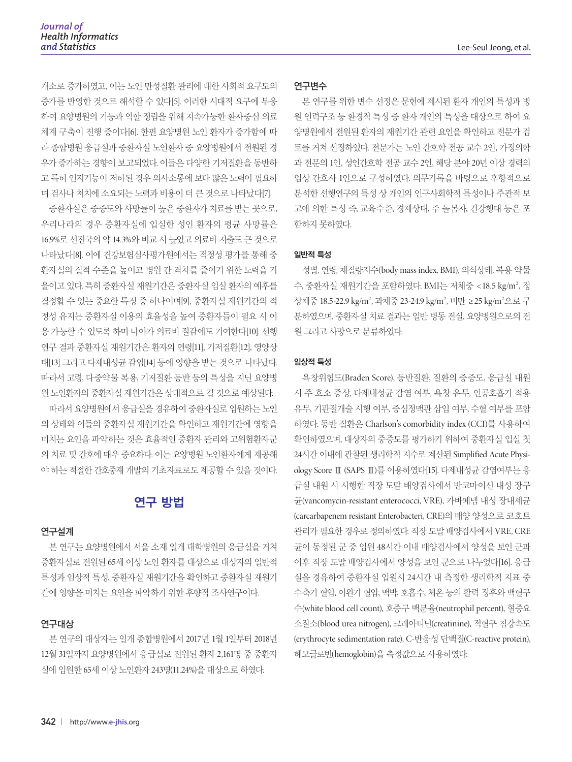개소로 증가하였고, 이는 노인 만성질환 관리에 대한 사회적 요구도의 증가를 반영한 것으로 해석할 수 있다[5]. 이러한 시대적 요구에 부응하여 요양병원의 기능과 역할 정립을 위해 지속가능한 환자중심 의료체계 구축이 진행 중이다[6]. 한편 요양병원 노인 환자가 증가함에 따라 종합병원 응급실과 중환자실 노인환자 중 요양병원에서 전원된 경우가 증가하는 경향이 보고되었다. 이들은 다양한 기저질환을 동반하고 특히 인지기능이 저하된 경우 의사소통에 보다 많은 노력이 필요하며 검사나 처치에 소요되는 노력과 비용이 더 큰 것으로 나타났다[7].

중환자실은 중증도와 사망률이 높은 중환자가 치료를 받는 곳으로, 우리나라의 경우 중환자실에 입실한 성인 환자의 평균 사망률은 16.9%로 선진국의 약 14.3%와 비교 시 높았고 의료비 지출도 큰 것으로 나타났다[8]. 이에 건강보험심사평가원에서는 적정성 평가를 통해 중환자실의 질적 수준을 높이고 병원 간 격차를 줄이기 위한 노력을 기울이고 있다. 특히 중환자실 재원기간은 중환자실 입실 환자의 예후를 결정할 수 있는 중요한 특징 중 하나이며[9], 중환자실 재원기간의 적정성 유지는 중환자실 이용의 효율성을 높여 중환자들이 필요 시 이용 가능할 수 있도록 하며 나아가 의료비 절감에도 기여한다[10]. 선행연구 결과 중환자실 재원기간은 환자의 연령[11], 기저질환[12], 영양상태[13] 그리고 다제내성균 감염[14] 등에 영향을 받는 것으로 나타났다. 따라서 고령, 다중약물 복용, 기저질환 동반 등의 특성을 지닌 요양병원 노인환자의 중환자실 재원기간은 상대적으로 길 것으로 예상된다.

따라서 요양병원에서 응급실을 경유하여 중환자실로 입원하는 노인의 상태와 이들의 중환자실 재원기간을 확인하고 재원기간에 영향을 미치는 요인을 파악하는 것은 효율적인 중환자 관리와 고위험환자군의 치료 및 간호에 매우 중요하다. 이는 요양병원 노인환자에게 제공해야 하는 적절한 간호중재 개발의 기초자료로도 제공할 수 있을 것이다.

## 연구 방법

### 연구설계

본 연구는 요양병원에서 서울 소재 일개 대학병원의 응급실을 거쳐 중환자실로 전원된 65세 이상 노인 환자를 대상으로 대상자의 일반적 특성과 임상적 특성, 중환자실 재원기간을 확인하고 중환자실 재원기간에 영향을 미치는 요인을 파악하기 위한 후향적 조사연구이다.

### 연구대상

본 연구의 대상자는 일개 종합병원에서 2017년 1월 1일부터 2018년 12월 31일까지 요양병원에서 응급실로 전원된 환자 2,161명 중 중환자실에 입원한 65세 이상 노인환자 243명(11.24%)을 대상으로 하였다.

### 연구변수

본 연구를 위한 변수 선정은 문헌에 제시된 환자 개인의 특성과 병원 인력구조 등 환경적 특성 중 환자 개인의 특성을 대상으로 하여 요양병원에서 전원된 환자의 재원기간 관련 요인을 확인하고 전문가 검토를 거쳐 선정하였다. 전문가는 노인 간호학 전공 교수 2인, 가정의학과 전문의 1인, 성인간호학 전공 교수 2인, 해당 분야 20년 이상 경력의 임상 간호사 1인으로 구성하였다. 의무기록을 바탕으로 후향적으로 분석한 선행연구의 특성 상 개인의 인구사회학적 특성이나 주관적 보고에 의한 특성 즉, 교육수준, 경제상태, 주 돌봄자, 건강행태 등은 포함하지 못하였다.

#### 일반적 특성

성별, 연령, 체질량지수(body mass index, BMI), 의식상태, 복용 약물수, 중환자실 재원기간을 포함하였다. BMI는 저체중 <18.5 $kg/m^2$, 정상체중 18.5-22.9 $kg/m^2$, 과체중 23-24.9 $kg/m^2$, 비만 ≥25 $kg/m^2$으로 구분하였으며, 중환자실 치료 결과는 일반 병동 전실, 요양병원으로의 전원 그리고 사망으로 분류하였다.

#### 임상적 특성

욕창위험도(Braden Score), 동반질환, 질환의 중증도, 응급실 내원 시 주 호소 증상, 다제내성균 감염 여부, 욕창 유무, 인공호흡기 적용 유무, 기관절개술 시행 여부, 중심정맥관 삽입 여부, 수혈 여부를 포함하였다. 동반 질환은 Charlson's comorbidity index (CCI)를 사용하여 확인하였으며, 대상자의 중증도를 평가하기 위하여 중환자실 입실 첫 24시간 이내에 관찰된 생리학적 지수로 계산된 Simplified Acute Physiology Score Ⅲ (SAPS Ⅲ)를 이용하였다[15]. 다제내성균 감염여부는 응급실 내원 시 시행한 직장 도말 배양검사에서 반코마이신 내성 장구균(vancomycin-resistant enterococci, VRE), 카바페넴 내성 장내세균(carcarbapenem resistant Enterobacteri, CRE)의 배양 양성으로 코호트 관리가 필요한 경우로 정의하였다. 직장 도말 배양검사에서 VRE, CRE 균이 동정된 군 중 입원 48시간 이내 배양검사에서 양성을 보인 군과 이후 직장 도말 배양검사에서 양성을 보인 군으로 나누었다[16]. 응급실을 경유하여 중환자실 입원시 24시간 내 측정한 생리학적 지표 중 수축기 혈압, 이완기 혈압, 맥박, 호흡수, 체온 등의 활력 징후와 백혈구수(white blood cell count), 호중구 백분율(neutrophil percent), 혈중요소질소(blood urea nitrogen), 크레아티닌(creatinine), 적혈구 침강속도(erythrocyte sedimentation rate), C-반응성 단백질(C-reactive protein), 헤모글로빈(hemoglobin)을 측정값으로 사용하였다.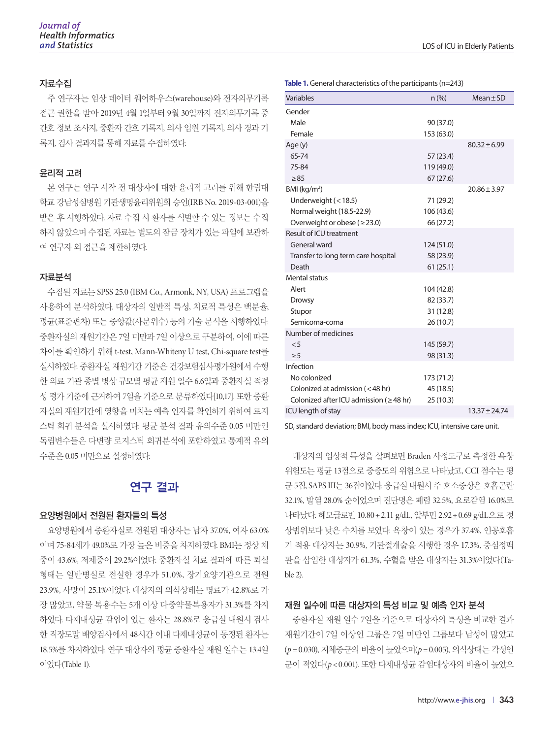### 자료수집

주 연구자는 임상 데이터 웨어하우스(warehouse)와 전자의무기록 접근 권한을 받아 2019년 4월 1일부터 9월 30일까지 전자의무기록 중 간호 정보 조사지, 중환자 간호 기록지, 의사 입원 기록지, 의사 경과 기록지, 검사 결과지를 통해 자료를 수집하였다.

### 윤리적 고려

본 연구는 연구 시작 전 대상자에 대한 윤리적 고려를 위해 한림대학교 강남성심병원 기관생명윤리위원회 승인(IRB No. 2019-03-001)을 받은 후 시행하였다. 자료 수집 시 환자를 식별할 수 있는 정보는 수집하지 않았으며 수집된 자료는 별도의 잠금 장치가 있는 파일에 보관하여 연구자 외 접근을 제한하였다.

### 자료분석

수집된 자료는 SPSS 25.0 (IBM Co., Armonk, NY, USA) 프로그램을 사용하여 분석하였다. 대상자의 일반적 특성, 치료적 특성은 백분율, 평균(표준편차) 또는 중앙값(사분위수) 등의 기술 분석을 시행하였다. 중환자실의 재원기간은 7일 미만과 7일 이상으로 구분하여, 이에 따른 차이를 확인하기 위해 t-test, Mann-Whiteny U test, Chi-square test를 실시하였다. 중환자실 재원기간 기준은 건강보험심사평가원에서 수행한 의료 기관 종별 병상 규모별 평균 재원 일수 6.6일과 중환자실 적정성 평가 기준에 근거하여 7일을 기준으로 분류하였다[10,17]. 또한 중환자실의 재원기간에 영향을 미치는 예측 인자를 확인하기 위하여 로지스틱 회귀 분석을 실시하였다. 평균 분석 결과 유의수준 0.05 미만인 독립변수들은 다변량 로지스틱 회귀분석에 포함하였고 통계적 유의수준은 0.05 미만으로 설정하였다.

## 연구 결과

### 요양병원에서 전원된 환자들의 특성

요양병원에서 중환자실로 전원된 대상자는 남자 37.0%, 여자 63.0%이며 75-84세가 49.0%로 가장 높은 비중을 차지하였다. BMI는 정상 체중이 43.6%, 저체중이 29.2%이었다. 중환자실 치료 결과에 따른 퇴실 형태는 일반병실로 전실한 경우가 51.0%, 장기요양기관으로 전원 23.9%, 사망이 25.1%이었다. 대상자의 의식상태는 명료가 42.8%로 가장 많았고, 약물 복용수는 5개 이상 다중약물복용자가 31.3%를 차지하였다. 다제내성균 감염이 있는 환자는 28.8%로 응급실 내원시 검사한 직장도말 배양검사에서 48시간 이내 다제내성균이 동정된 환자는 18.5%를 차지하였다. 연구 대상자의 평균 중환자실 재원 일수는 13.4일이었다(Table 1).

**Table 1.** General characteristics of the participants (n=243)

| Variables | n (%) | Mean±SD |
|---|---|---|
| Gender | | |
| Male | 90 (37.0) | |
| Female | 153 (63.0) | |
| Age (y) | | 80.32±6.99 |
| 65-74 | 57 (23.4) | |
| 75-84 | 119 (49.0) | |
| ≥85 | 67 (27.6) | |
| BMI (kg/m²) | | 20.86±3.97 |
| Underweight (<18.5) | 71 (29.2) | |
| Normal weight (18.5-22.9) | 106 (43.6) | |
| Overweight or obese (≥23.0) | 66 (27.2) | |
| Result of ICU treatment | | |
| General ward | 124 (51.0) | |
| Transfer to long term care hospital | 58 (23.9) | |
| Death | 61 (25.1) | |
| Mental status | | |
| Alert | 104 (42.8) | |
| Drowsy | 82 (33.7) | |
| Stupor | 31 (12.8) | |
| Semicoma-coma | 26 (10.7) | |
| Number of medicines | | |
| <5 | 145 (59.7) | |
| ≥5 | 98 (31.3) | |
| Infection | | |
| No colonized | 173 (71.2) | |
| Colonized at admission (<48 hr) | 45 (18.5) | |
| Colonized after ICU admission (≥48 hr) | 25 (10.3) | |
| ICU length of stay | | 13.37±24.74 |

SD, standard deviation; BMI, body mass index; ICU, intensive care unit.

대상자의 임상적 특성을 살펴보면 Braden 사정도구로 측정한 욕창 위험도는 평균 13점으로 중증도의 위험으로 나타났고, CCI 점수는 평균 5점, SAPS III는 36점이었다. 응급실 내원시 주 호소증상은 호흡곤란 32.1%, 발열 28.0% 순이었으며 진단명은 폐렴 32.5%, 요로감염 16.0%로 나타났다. 헤모글로빈 10.80±2.11 g/dL, 알부민 2.92±0.69 g/dL으로 정상범위보다 낮은 수치를 보였다. 욕창이 있는 경우가 37.4%, 인공호흡기 적용 대상자는 30.9%, 기관절개술을 시행한 경우 17.3%, 중심정맥관을 삽입한 대상자가 61.3%, 수혈을 받은 대상자는 31.3%이었다(Table 2).

### 재원 일수에 따른 대상자의 특성 비교 및 예측 인자 분석

중환자실 재원 일수 7일을 기준으로 대상자의 특성을 비교한 결과 재원기간이 7일 이상인 그룹은 7일 미만인 그룹보다 남성이 많았고 ($p=0.030$), 저체중군의 비율이 높았으며($p=0.005$), 의식상태는 각성인 군이 적었다($p<0.001$). 또한 다제내성균 감염대상자의 비율이 높았으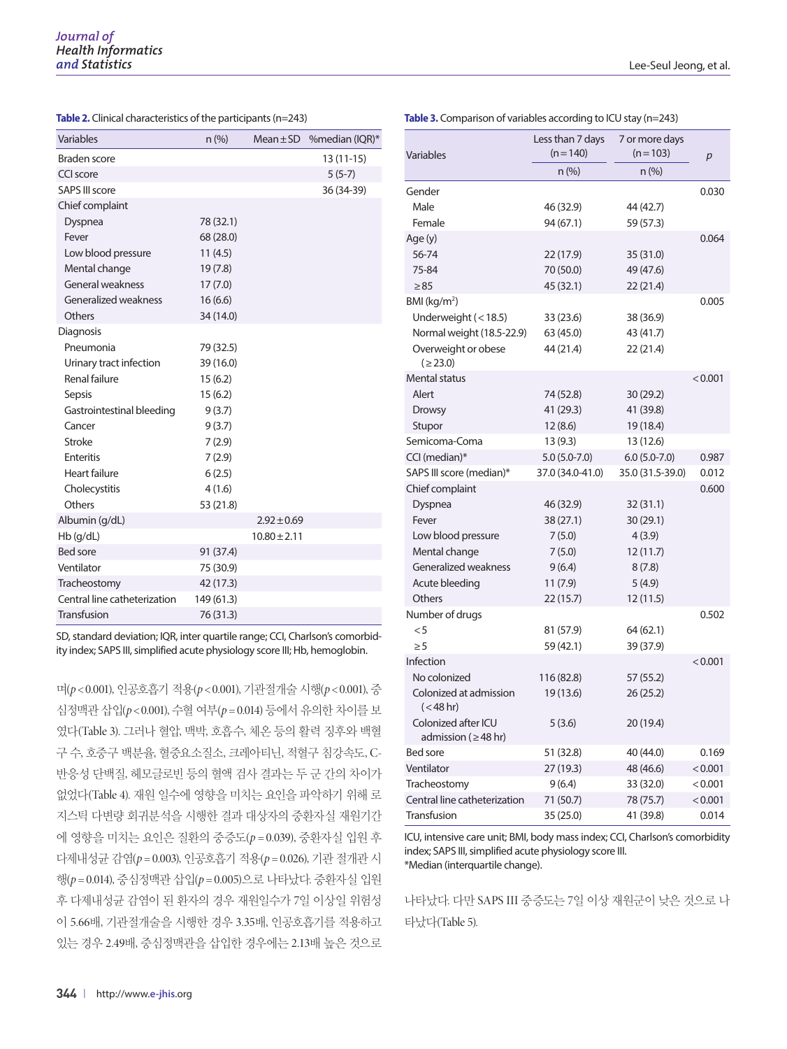**Table 2.** Clinical characteristics of the participants (n=243)

| Variables | n (%) | Mean±SD | %median (IQR)* |
|---|---|---|---|
| Braden score | | | 13 (11-15) |
| CCI score | | | 5 (5-7) |
| SAPS III score | | | 36 (34-39) |
| Chief complaint | | | |
| Dyspnea | 78 (32.1) | | |
| Fever | 68 (28.0) | | |
| Low blood pressure | 11 (4.5) | | |
| Mental change | 19 (7.8) | | |
| General weakness | 17 (7.0) | | |
| Generalized weakness | 16 (6.6) | | |
| Others | 34 (14.0) | | |
| Diagnosis | | | |
| Pneumonia | 79 (32.5) | | |
| Urinary tract infection | 39 (16.0) | | |
| Renal failure | 15 (6.2) | | |
| Sepsis | 15 (6.2) | | |
| Gastrointestinal bleeding | 9 (3.7) | | |
| Cancer | 9 (3.7) | | |
| Stroke | 7 (2.9) | | |
| Enteritis | 7 (2.9) | | |
| Heart failure | 6 (2.5) | | |
| Cholecystitis | 4 (1.6) | | |
| Others | 53 (21.8) | | |
| Albumin (g/dL) | | 2.92±0.69 | |
| Hb (g/dL) | | 10.80±2.11 | |
| Bed sore | 91 (37.4) | | |
| Ventilator | 75 (30.9) | | |
| Tracheostomy | 42 (17.3) | | |
| Central line catheterization | 149 (61.3) | | |
| Transfusion | 76 (31.3) | | |

SD, standard deviation; IQR, inter quartile range; CCI, Charlson's comorbidity index; SAPS III, simplified acute physiology score III; Hb, hemoglobin.

며($p<0.001$), 인공호흡기 적용($p<0.001$), 기관절개술 시행($p<0.001$), 중심정맥관 삽입($p<0.001$), 수혈 여부($p=0.014$) 등에서 유의한 차이를 보였다(Table 3). 그러나 혈압, 맥박, 호흡수, 체온 등의 활력 징후와 백혈구 수, 호중구 백분율, 혈중요소질소, 크레아티닌, 적혈구 침강속도, C-반응성 단백질, 헤모글로빈 등의 혈액 검사 결과는 두 군 간의 차이가 없었다(Table 4). 재원 일수에 영향을 미치는 요인을 파악하기 위해 로지스틱 다변량 회귀분석을 시행한 결과 대상자의 중환자실 재원기간에 영향을 미치는 요인은 질환의 중증도($p=0.039$), 중환자실 입원 후 다제내성균 감염($p=0.003$), 인공호흡기 적용($p=0.026$), 기관 절개관 시행($p=0.014$), 중심정맥관 삽입($p=0.005$)으로 나타났다. 중환자실 입원 후 다제내성균 감염이 된 환자의 경우 재원일수가 7일 이상일 위험성이 5.66배, 기관절개술을 시행한 경우 3.35배, 인공호흡기를 적용하고 있는 경우 2.49배, 중심정맥관을 삽입한 경우에는 2.13배 높은 것으로 나타났다. 다만 SAPS III 중증도는 7일 이상 재원군이 낮은 것으로 나타났다(Table 5).

**Table 3.** Comparison of variables according to ICU stay (n=243)

| Variables | Less than 7 days (n=140) | 7 or more days (n=103) | $p$ |
|---|---|---|---|
| | n (%) | n (%) | |
| Gender | | | 0.030 |
| Male | 46 (32.9) | 44 (42.7) | |
| Female | 94 (67.1) | 59 (57.3) | |
| Age (y) | | | 0.064 |
| 56-74 | 22 (17.9) | 35 (31.0) | |
| 75-84 | 70 (50.0) | 49 (47.6) | |
| ≥85 | 45 (32.1) | 22 (21.4) | |
| BMI (kg/m$^2$) | | | 0.005 |
| Underweight (<18.5) | 33 (23.6) | 38 (36.9) | |
| Normal weight (18.5-22.9) | 63 (45.0) | 43 (41.7) | |
| Overweight or obese (≥23.0) | 44 (21.4) | 22 (21.4) | |
| Mental status | | | <0.001 |
| Alert | 74 (52.8) | 30 (29.2) | |
| Drowsy | 41 (29.3) | 41 (39.8) | |
| Stupor | 12 (8.6) | 19 (18.4) | |
| Semicoma-Coma | 13 (9.3) | 13 (12.6) | |
| CCI (median)* | 5.0 (5.0-7.0) | 6.0 (5.0-7.0) | 0.987 |
| SAPS III score (median)* | 37.0 (34.0-41.0) | 35.0 (31.5-39.0) | 0.012 |
| Chief complaint | | | 0.600 |
| Dyspnea | 46 (32.9) | 32 (31.1) | |
| Fever | 38 (27.1) | 30 (29.1) | |
| Low blood pressure | 7 (5.0) | 4 (3.9) | |
| Mental change | 7 (5.0) | 12 (11.7) | |
| Generalized weakness | 9 (6.4) | 8 (7.8) | |
| Acute bleeding | 11 (7.9) | 5 (4.9) | |
| Others | 22 (15.7) | 12 (11.5) | |
| Number of drugs | | | 0.502 |
| <5 | 81 (57.9) | 64 (62.1) | |
| ≥5 | 59 (42.1) | 39 (37.9) | |
| Infection | | | <0.001 |
| No colonized | 116 (82.8) | 57 (55.2) | |
| Colonized at admission (<48 hr) | 19 (13.6) | 26 (25.2) | |
| Colonized after ICU admission (≥48 hr) | 5 (3.6) | 20 (19.4) | |
| Bed sore | 51 (32.8) | 40 (44.0) | 0.169 |
| Ventilator | 27 (19.3) | 48 (46.6) | <0.001 |
| Tracheostomy | 9 (6.4) | 33 (32.0) | <0.001 |
| Central line catheterization | 71 (50.7) | 78 (75.7) | <0.001 |
| Transfusion | 35 (25.0) | 41 (39.8) | 0.014 |

ICU, intensive care unit; BMI, body mass index; CCI, Charlson's comorbidity index; SAPS III, simplified acute physiology score III.
*Median (interquartile change).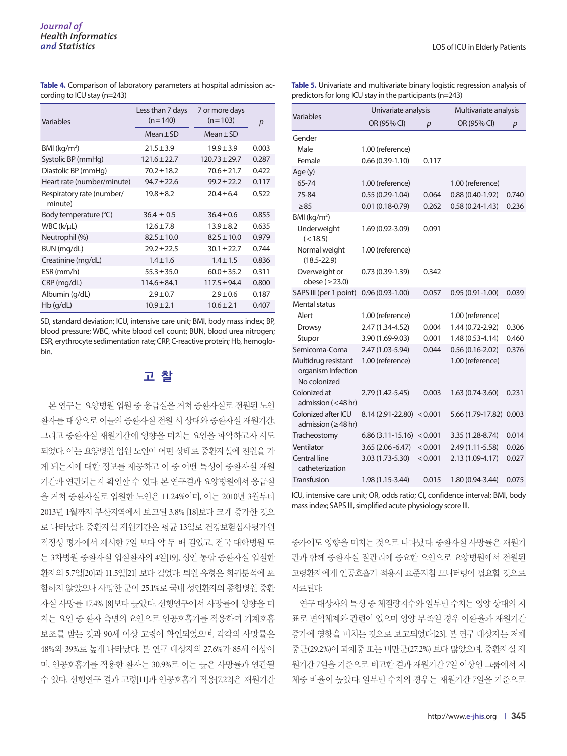**Table 4.** Comparison of laboratory parameters at hospital admission according to ICU stay (n=243)

| Variables | Less than 7 days (n=140) | 7 or more days (n=103) | p |
|---|---|---|---|
| | Mean±SD | Mean±SD | |
| BMI (kg/m²) | 21.5±3.9 | 19.9±3.9 | 0.003 |
| Systolic BP (mmHg) | 121.6±22.7 | 120.73±29.7 | 0.287 |
| Diastolic BP (mmHg) | 70.2±18.2 | 70.6±21.7 | 0.422 |
| Heart rate (number/minute) | 94.7±22.6 | 99.2±22.2 | 0.117 |
| Respiratory rate (number/minute) | 19.8±8.2 | 20.4±6.4 | 0.522 |
| Body temperature (℃) | 36.4 ± 0.5 | 36.4±0.6 | 0.855 |
| WBC (k/μL) | 12.6±7.8 | 13.9±8.2 | 0.635 |
| Neutrophil (%) | 82.5±10.0 | 82.5±10.0 | 0.979 |
| BUN (mg/dL) | 29.2±22.5 | 30.1±22.7 | 0.744 |
| Creatinine (mg/dL) | 1.4±1.6 | 1.4±1.5 | 0.836 |
| ESR (mm/h) | 55.3±35.0 | 60.0±35.2 | 0.311 |
| CRP (mg/dL) | 114.6±84.1 | 117.5±94.4 | 0.800 |
| Albumin (g/dL) | 2.9±0.7 | 2.9±0.6 | 0.187 |
| Hb (g/dL) | 10.9±2.1 | 10.6±2.1 | 0.407 |

SD, standard deviation; ICU, intensive care unit; BMI, body mass index; BP, blood pressure; WBC, white blood cell count; BUN, blood urea nitrogen; ESR, erythrocyte sedimentation rate; CRP, C-reactive protein; Hb, hemoglobin.

## 고 찰

본 연구는 요양병원 입원 중 응급실을 거쳐 중환자실로 전원된 노인 환자를 대상으로 이들의 중환자실 전원 시 상태와 중환자실 재원기간, 그리고 중환자실 재원기간에 영향을 미치는 요인을 파악하고자 시도되었다. 이는 요양병원 입원 노인이 어떤 상태로 중환자실에 전원을 가게 되는지에 대한 정보를 제공하고 이 중 어떤 특성이 중환자실 재원기간과 연관되는지 확인할 수 있다. 본 연구결과 요양병원에서 응급실을 거쳐 중환자실로 입원한 노인은 11.24%이며, 이는 2010년 3월부터 2013년 1월까지 부산지역에서 보고된 3.8% [18]보다 크게 증가한 것으로 나타났다. 중환자실 재원기간은 평균 13일로 건강보험심사평가원 적정성 평가에서 제시한 7일 보다 약 두 배 길었고, 전국 대학병원 또는 3차병원 중환자실 입실환자의 4일[19], 성인 통합 중환자실 입실한 환자의 5.7일[20]과 11.5일[21] 보다 길었다. 퇴원 유형은 회귀분석에 포함하지 않았으나 사망한 군이 25.1%로 국내 성인환자의 종합병원 중환자실 사망률 17.4% [8]보다 높았다. 선행연구에서 사망률에 영향을 미치는 요인 중 환자 측면의 요인으로 인공호흡기를 적용하여 기계호흡 보조를 받는 것과 90세 이상 고령이 확인되었으며, 각각의 사망률은 48%와 39%로 높게 나타났다. 본 연구 대상자의 27.6%가 85세 이상이며, 인공호흡기를 적용한 환자는 30.9%로 이는 높은 사망률과 연관될 수 있다. 선행연구 결과 고령[11]과 인공호흡기 적용[7,22]은 재원기간 증가에도 영향을 미치는 것으로 나타났다. 중환자실 사망률은 재원기관과 함께 중환자실 질관리에 중요한 요인으로 요양병원에서 전원된 고령환자에게 인공호흡기 적용시 표준지침 모니터링이 필요할 것으로 사료된다.

**Table 5.** Univariate and multivariate binary logistic regression analysis of predictors for long ICU stay in the participants (n=243)

| Variables | Univariate analysis | | Multivariate analysis | |
|---|---|---|---|---|
| | OR (95% CI) | p | OR (95% CI) | p |
| Gender | | | | |
| Male | 1.00 (reference) | | | |
| Female | 0.66 (0.39-1.10) | 0.117 | | |
| Age (y) | | | | |
| 65-74 | 1.00 (reference) | | 1.00 (reference) | |
| 75-84 | 0.55 (0.29-1.04) | 0.064 | 0.88 (0.40-1.92) | 0.740 |
| ≥85 | 0.01 (0.18-0.79) | 0.262 | 0.58 (0.24-1.43) | 0.236 |
| BMI (kg/m²) | | | | |
| Underweight (<18.5) | 1.69 (0.92-3.09) | 0.091 | | |
| Normal weight (18.5-22.9) | 1.00 (reference) | | | |
| Overweight or obese (≥23.0) | 0.73 (0.39-1.39) | 0.342 | | |
| SAPS III (per 1 point) | 0.96 (0.93-1.00) | 0.057 | 0.95 (0.91-1.00) | 0.039 |
| Mental status | | | | |
| Alert | 1.00 (reference) | | 1.00 (reference) | |
| Drowsy | 2.47 (1.34-4.52) | 0.004 | 1.44 (0.72-2.92) | 0.306 |
| Stupor | 3.90 (1.69-9.03) | 0.001 | 1.48 (0.53-4.14) | 0.460 |
| Semicoma-Coma | 2.47 (1.03-5.94) | 0.044 | 0.56 (0.16-2.02) | 0.376 |
| Multidrug resistant organism Infection No colonized | 1.00 (reference) | | 1.00 (reference) | |
| Colonized at admission (<48 hr) | 2.79 (1.42-5.45) | 0.003 | 1.63 (0.74-3.60) | 0.231 |
| Colonized after ICU admission (≥48 hr) | 8.14 (2.91-22.80) | <0.001 | 5.66 (1.79-17.82) | 0.003 |
| Tracheostomy | 6.86 (3.11-15.16) | <0.001 | 3.35 (1.28-8.74) | 0.014 |
| Ventilator | 3.65 (2.06 -6.47) | <0.001 | 2.49 (1.11-5.58) | 0.026 |
| Central line catheterization | 3.03 (1.73-5.30) | <0.001 | 2.13 (1.09-4.17) | 0.027 |
| Transfusion | 1.98 (1.15-3.44) | 0.015 | 1.80 (0.94-3.44) | 0.075 |

ICU, intensive care unit; OR, odds ratio; CI, confidence interval; BMI, body mass index; SAPS III, simplified acute physiology score III.

연구 대상자의 특성 중 체질량지수와 알부민 수치는 영양 상태의 지표로 면역체계와 관련이 있으며 영양 부족일 경우 이환율과 재원기간 증가에 영향을 미치는 것으로 보고되었다[23]. 본 연구 대상자는 저체중군(29.2%)이 과체중 또는 비만군(27.2%) 보다 많았으며, 중환자실 재원기간 7일을 기준으로 비교한 결과 재원기간 7일 이상인 그룹에서 저체중 비율이 높았다. 알부민 수치의 경우는 재원기간 7일을 기준으로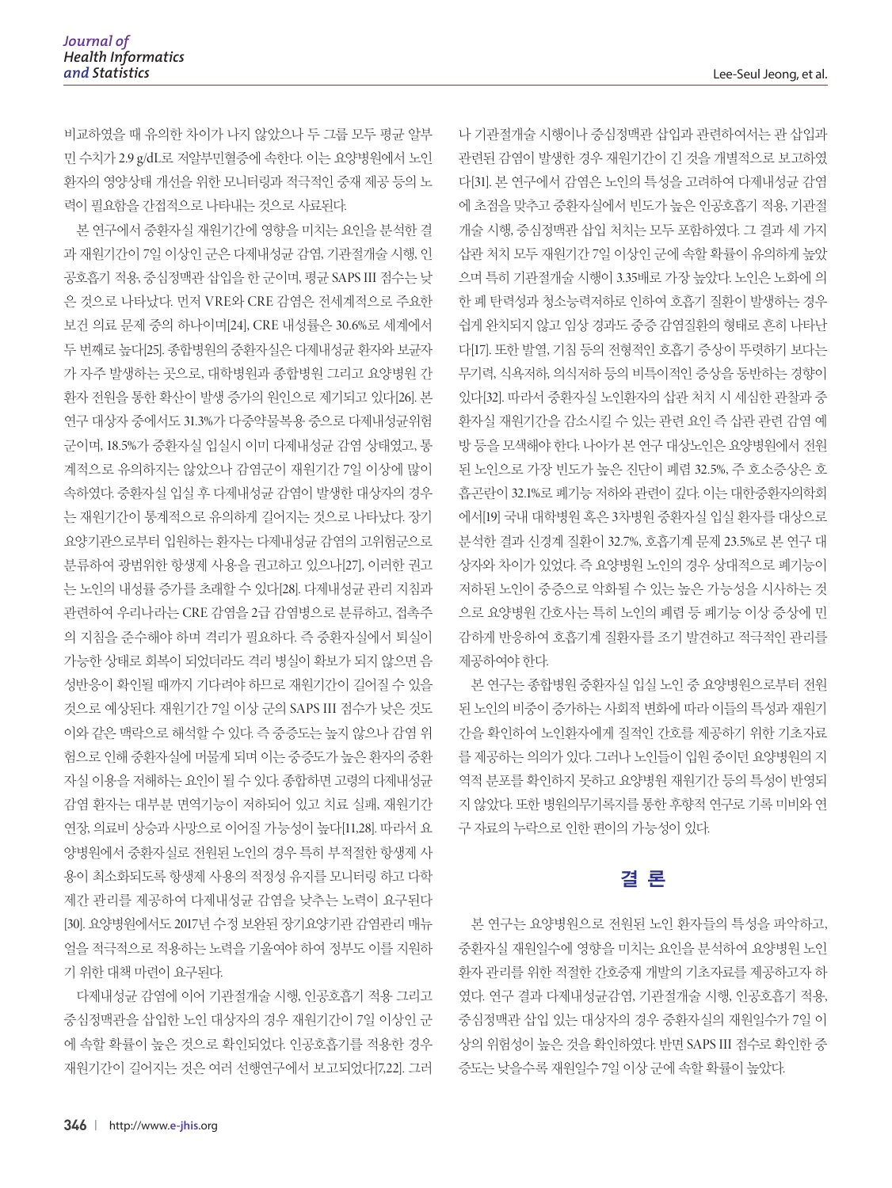비교하였을 때 유의한 차이가 나지 않았으나 두 그룹 모두 평균 알부민 수치가 2.9 g/dL로 저알부민혈증에 속한다. 이는 요양병원에서 노인환자의 영양상태 개선을 위한 모니터링과 적극적인 중재 제공 등의 노력이 필요함을 간접적으로 나타내는 것으로 사료된다.

본 연구에서 중환자실 재원기간에 영향을 미치는 요인을 분석한 결과 재원기간이 7일 이상인 군은 다제내성균 감염, 기관절개술 시행, 인공호흡기 적용, 중심정맥관 삽입을 한 군이며, 평균 SAPS III 점수는 낮은 것으로 나타났다. 먼저 VRE와 CRE 감염은 전세계적으로 주요한 보건 의료 문제 중의 하나이며[24], CRE 내성률은 30.6%로 세계에서 두 번째로 높다[25]. 종합병원의 중환자실은 다제내성균 환자와 보균자가 자주 발생하는 곳으로, 대학병원과 종합병원 그리고 요양병원 간 환자 전원을 통한 확산이 발생 증가의 원인으로 제기되고 있다[26]. 본 연구 대상자 중에서도 31.3%가 다중약물복용 중으로 다제내성균위험군이며, 18.5%가 중환자실 입실시 이미 다제내성균 감염 상태였고, 통계적으로 유의하지는 않았으나 감염군이 재원기간 7일 이상에 많이 속하였다. 중환자실 입실 후 다제내성균 감염이 발생한 대상자의 경우는 재원기간이 통계적으로 유의하게 길어지는 것으로 나타났다. 장기요양기관으로부터 입원하는 환자는 다제내성균 감염의 고위험군으로 분류하여 광범위한 항생제 사용을 권고하고 있으나[27], 이러한 권고는 노인의 내성률 증가를 초래할 수 있다[28]. 다제내성균 관리 지침과 관련하여 우리나라는 CRE 감염을 2급 감염병으로 분류하고, 접촉주의 지침을 준수해야 하며 격리가 필요하다. 즉 중환자실에서 퇴실이 가능한 상태로 회복이 되었더라도 격리 병실이 확보가 되지 않으면 음성반응이 확인될 때까지 기다려야 하므로 재원기간이 길어질 수 있을 것으로 예상된다. 재원기간 7일 이상 군의 SAPS III 점수가 낮은 것도 이와 같은 맥락으로 해석할 수 있다. 즉 중증도는 높지 않으나 감염 위험으로 인해 중환자실에 머물게 되며 이는 중증도가 높은 환자의 중환자실 이용을 저해하는 요인이 될 수 있다. 종합하면 고령의 다제내성균 감염 환자는 대부분 면역기능이 저하되어 있고 치료 실패, 재원기간 연장, 의료비 상승과 사망으로 이어질 가능성이 높다[11,28]. 따라서 요양병원에서 중환자실로 전원된 노인의 경우 특히 부적절한 항생제 사용이 최소화되도록 항생제 사용의 적정성 유지를 모니터링 하고 다학제간 관리를 제공하여 다제내성균 감염을 낮추는 노력이 요구된다[30]. 요양병원에서도 2017년 수정 보완된 장기요양기관 감염관리 매뉴얼을 적극적으로 적용하는 노력을 기울여야 하여 정부도 이를 지원하기 위한 대책 마련이 요구된다.

다제내성균 감염에 이어 기관절개술 시행, 인공호흡기 적용 그리고 중심정맥관을 삽입한 노인 대상자의 경우 재원기간이 7일 이상인 군에 속할 확률이 높은 것으로 확인되었다. 인공호흡기를 적용한 경우 재원기간이 길어지는 것은 여러 선행연구에서 보고되었다[7,22]. 그러나 기관절개술 시행이나 중심정맥관 삽입과 관련하여서는 관 삽입과 관련된 감염이 발생한 경우 재원기간이 긴 것을 개별적으로 보고하였다[31]. 본 연구에서 감염은 노인의 특성을 고려하여 다제내성균 감염에 초점을 맞추고 중환자실에서 빈도가 높은 인공호흡기 적용, 기관절개술 시행, 중심정맥관 삽입 처치는 모두 포함하였다. 그 결과 세 가지 삽관 처치 모두 재원기간 7일 이상인 군에 속할 확률이 유의하게 높았으며 특히 기관절개술 시행이 3.35배로 가장 높았다. 노인은 노화에 의한 폐 탄력성과 청소능력저하로 인하여 호흡기 질환이 발생하는 경우 쉽게 완치되지 않고 임상 경과도 중증 감염질환의 형태로 흔히 나타난다[17]. 또한 발열, 기침 등의 전형적인 호흡기 증상이 뚜렷하기 보다는 무기력, 식욕저하, 의식저하 등의 비특이적인 증상을 동반하는 경향이 있다[32]. 따라서 중환자실 노인환자의 삽관 처치 시 세심한 관찰과 중환자실 재원기간을 감소시킬 수 있는 관련 요인 즉 삽관 관련 감염 예방 등을 모색해야 한다. 나아가 본 연구 대상노인은 요양병원에서 전원된 노인으로 가장 빈도가 높은 진단이 폐렴 32.5%, 주 호소증상은 호흡곤란이 32.1%로 폐기능 저하와 관련이 깊다. 이는 대한중환자의학회에서[19] 국내 대학병원 혹은 3차병원 중환자실 입실 환자를 대상으로 분석한 결과 신경계 질환이 32.7%, 호흡기계 문제 23.5%로 본 연구 대상자와 차이가 있었다. 즉 요양병원 노인의 경우 상대적으로 폐기능이 저하된 노인이 중증으로 악화될 수 있는 높은 가능성을 시사하는 것으로 요양병원 간호사는 특히 노인의 폐렴 등 폐기능 이상 증상에 민감하게 반응하여 호흡기계 질환자를 조기 발견하고 적극적인 관리를 제공하여야 한다.

본 연구는 종합병원 중환자실 입실 노인 중 요양병원으로부터 전원된 노인의 비중이 증가하는 사회적 변화에 따라 이들의 특성과 재원기간을 확인하여 노인환자에게 질적인 간호를 제공하기 위한 기초자료를 제공하는 의의가 있다. 그러나 노인들이 입원 중이던 요양병원의 지역적 분포를 확인하지 못하고 요양병원 재원기간 등의 특성이 반영되지 않았다. 또한 병원의무기록지를 통한 후향적 연구로 기록 미비와 연구 자료의 누락으로 인한 편이의 가능성이 있다.

## 결 론

본 연구는 요양병원으로 전원된 노인 환자들의 특성을 파악하고, 중환자실 재원일수에 영향을 미치는 요인을 분석하여 요양병원 노인환자 관리를 위한 적절한 간호중재 개발의 기초자료를 제공하고자 하였다. 연구 결과 다제내성균감염, 기관절개술 시행, 인공호흡기 적용, 중심정맥관 삽입 있는 대상자의 경우 중환자실의 재원일수가 7일 이상의 위험성이 높은 것을 확인하였다. 반면 SAPS III 점수로 확인한 중증도는 낮을수록 재원일수 7일 이상 군에 속할 확률이 높았다.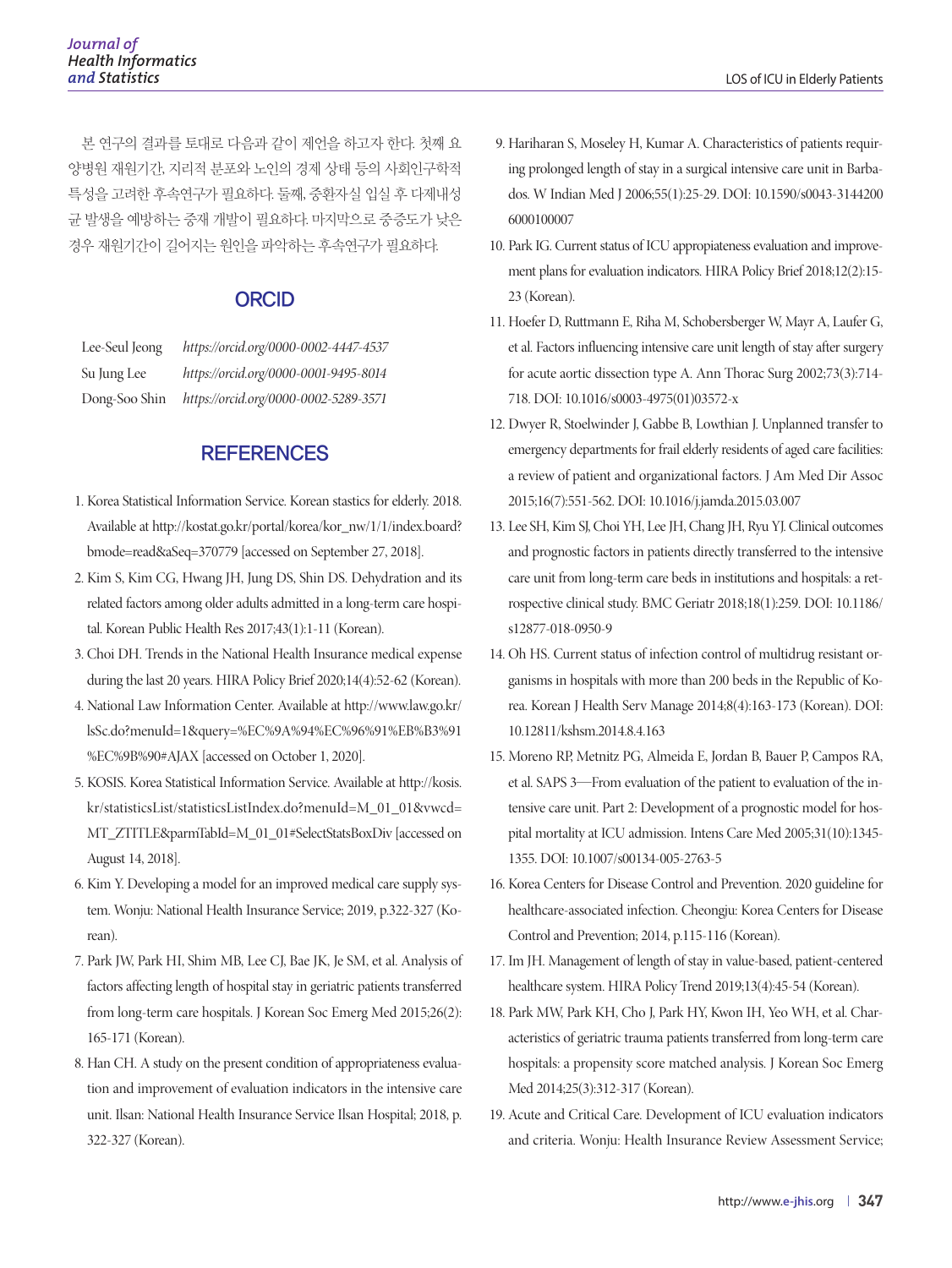본 연구의 결과를 토대로 다음과 같이 제언을 하고자 한다. 첫째 요양병원 재원기간, 지리적 분포와 노인의 경제 상태 등의 사회인구학적 특성을 고려한 후속연구가 필요하다. 둘째, 중환자실 입실 후 다제내성균 발생을 예방하는 중재 개발이 필요하다. 마지막으로 중증도가 낮은 경우 재원기간이 길어지는 원인을 파악하는 후속연구가 필요하다.

## ORCID

Lee-Seul Jeong *https://orcid.org/0000-0002-4447-4537*
Su Jung Lee *https://orcid.org/0000-0001-9495-8014*
Dong-Soo Shin *https://orcid.org/0000-0002-5289-3571*

## REFERENCES

1. Korea Statistical Information Service. Korean stastics for elderly. 2018. Available at http://kostat.go.kr/portal/korea/kor_nw/1/1/index.board?bmode=read&aSeq=370779 [accessed on September 27, 2018].
2. Kim S, Kim CG, Hwang JH, Jung DS, Shin DS. Dehydration and its related factors among older adults admitted in a long-term care hospital. Korean Public Health Res 2017;43(1):1-11 (Korean).
3. Choi DH. Trends in the National Health Insurance medical expense during the last 20 years. HIRA Policy Brief 2020;14(4):52-62 (Korean).
4. National Law Information Center. Available at http://www.law.go.kr/lsSc.do?menuId=1&query=%EC%9A%94%EC%96%91%EB%B3%91%EC%9B%90#AJAX [accessed on October 1, 2020].
5. KOSIS. Korea Statistical Information Service. Available at http://kosis.kr/statisticsList/statisticsListIndex.do?menuId=M_01_01&vwcd=MT_ZTITLE&parmTabId=M_01_01#SelectStatsBoxDiv [accessed on August 14, 2018].
6. Kim Y. Developing a model for an improved medical care supply system. Wonju: National Health Insurance Service; 2019, p.322-327 (Korean).
7. Park JW, Park HI, Shim MB, Lee CJ, Bae JK, Je SM, et al. Analysis of factors affecting length of hospital stay in geriatric patients transferred from long-term care hospitals. J Korean Soc Emerg Med 2015;26(2):165-171 (Korean).
8. Han CH. A study on the present condition of appropriateness evaluation and improvement of evaluation indicators in the intensive care unit. Ilsan: National Health Insurance Service Ilsan Hospital; 2018, p.322-327 (Korean).
9. Hariharan S, Moseley H, Kumar A. Characteristics of patients requiring prolonged length of stay in a surgical intensive care unit in Barbados. W Indian Med J 2006;55(1):25-29. DOI: 10.1590/s0043-31442006000100007
10. Park IG. Current status of ICU appropiateness evaluation and improvement plans for evaluation indicators. HIRA Policy Brief 2018;12(2):15-23 (Korean).
11. Hoefer D, Ruttmann E, Riha M, Schobersberger W, Mayr A, Laufer G, et al. Factors influencing intensive care unit length of stay after surgery for acute aortic dissection type A. Ann Thorac Surg 2002;73(3):714-718. DOI: 10.1016/s0003-4975(01)03572-x
12. Dwyer R, Stoelwinder J, Gabbe B, Lowthian J. Unplanned transfer to emergency departments for frail elderly residents of aged care facilities: a review of patient and organizational factors. J Am Med Dir Assoc 2015;16(7):551-562. DOI: 10.1016/j.jamda.2015.03.007
13. Lee SH, Kim SJ, Choi YH, Lee JH, Chang JH, Ryu YJ. Clinical outcomes and prognostic factors in patients directly transferred to the intensive care unit from long-term care beds in institutions and hospitals: a retrospective clinical study. BMC Geriatr 2018;18(1):259. DOI: 10.1186/s12877-018-0950-9
14. Oh HS. Current status of infection control of multidrug resistant organisms in hospitals with more than 200 beds in the Republic of Korea. Korean J Health Serv Manage 2014;8(4):163-173 (Korean). DOI: 10.12811/kshsm.2014.8.4.163
15. Moreno RP, Metnitz PG, Almeida E, Jordan B, Bauer P, Campos RA, et al. SAPS 3—From evaluation of the patient to evaluation of the intensive care unit. Part 2: Development of a prognostic model for hospital mortality at ICU admission. Intens Care Med 2005;31(10):1345-1355. DOI: 10.1007/s00134-005-2763-5
16. Korea Centers for Disease Control and Prevention. 2020 guideline for healthcare-associated infection. Cheongju: Korea Centers for Disease Control and Prevention; 2014, p.115-116 (Korean).
17. Im JH. Management of length of stay in value-based, patient-centered healthcare system. HIRA Policy Trend 2019;13(4):45-54 (Korean).
18. Park MW, Park KH, Cho J, Park HY, Kwon IH, Yeo WH, et al. Characteristics of geriatric trauma patients transferred from long-term care hospitals: a propensity score matched analysis. J Korean Soc Emerg Med 2014;25(3):312-317 (Korean).
19. Acute and Critical Care. Development of ICU evaluation indicators and criteria. Wonju: Health Insurance Review Assessment Service;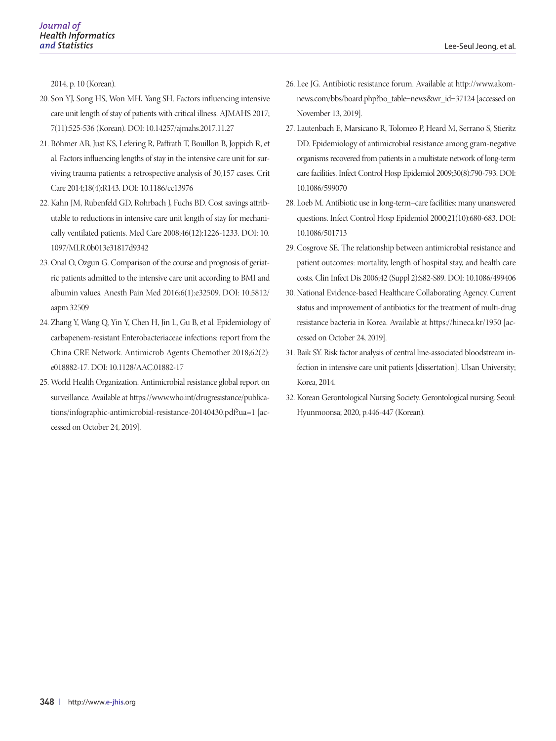2014, p. 10 (Korean).

20. Son YJ, Song HS, Won MH, Yang SH. Factors influencing intensive care unit length of stay of patients with critical illness. AJMAHS 2017;7(11):525-536 (Korean). DOI: 10.14257/ajmahs.2017.11.27
21. Böhmer AB, Just KS, Lefering R, Paffrath T, Bouillon B, Joppich R, et al. Factors influencing lengths of stay in the intensive care unit for surviving trauma patients: a retrospective analysis of 30,157 cases. Crit Care 2014;18(4):R143. DOI: 10.1186/cc13976
22. Kahn JM, Rubenfeld GD, Rohrbach J, Fuchs BD. Cost savings attributable to reductions in intensive care unit length of stay for mechanically ventilated patients. Med Care 2008;46(12):1226-1233. DOI: 10.1097/MLR.0b013e31817d9342
23. Onal O, Ozgun G. Comparison of the course and prognosis of geriatric patients admitted to the intensive care unit according to BMI and albumin values. Anesth Pain Med 2016;6(1):e32509. DOI: 10.5812/aapm.32509
24. Zhang Y, Wang Q, Yin Y, Chen H, Jin L, Gu B, et al. Epidemiology of carbapenem-resistant Enterobacteriaceae infections: report from the China CRE Network. Antimicrob Agents Chemother 2018;62(2):e018882-17. DOI: 10.1128/AAC.01882-17
25. World Health Organization. Antimicrobial resistance global report on surveillance. Available at https://www.who.int/drugresistance/publications/infographic-antimicrobial-resistance-20140430.pdf?ua=1 [accessed on October 24, 2019].
26. Lee JG. Antibiotic resistance forum. Available at http://www.akomnews.com/bbs/board.php?bo_table=news&wr_id=37124 [accessed on November 13, 2019].
27. Lautenbach E, Marsicano R, Tolomeo P, Heard M, Serrano S, Stieritz DD. Epidemiology of antimicrobial resistance among gram-negative organisms recovered from patients in a multistate network of long-term care facilities. Infect Control Hosp Epidemiol 2009;30(8):790-793. DOI: 10.1086/599070
28. Loeb M. Antibiotic use in long-term–care facilities: many unanswered questions. Infect Control Hosp Epidemiol 2000;21(10):680-683. DOI: 10.1086/501713
29. Cosgrove SE. The relationship between antimicrobial resistance and patient outcomes: mortality, length of hospital stay, and health care costs. Clin Infect Dis 2006;42 (Suppl 2):S82-S89. DOI: 10.1086/499406
30. National Evidence-based Healthcare Collaborating Agency. Current status and improvement of antibiotics for the treatment of multi-drug resistance bacteria in Korea. Available at https://hineca.kr/1950 [accessed on October 24, 2019].
31. Baik SY. Risk factor analysis of central line-associated bloodstream infection in intensive care unit patients [dissertation]. Ulsan University; Korea, 2014.
32. Korean Gerontological Nursing Society. Gerontological nursing. Seoul: Hyunmoonsa; 2020, p.446-447 (Korean).